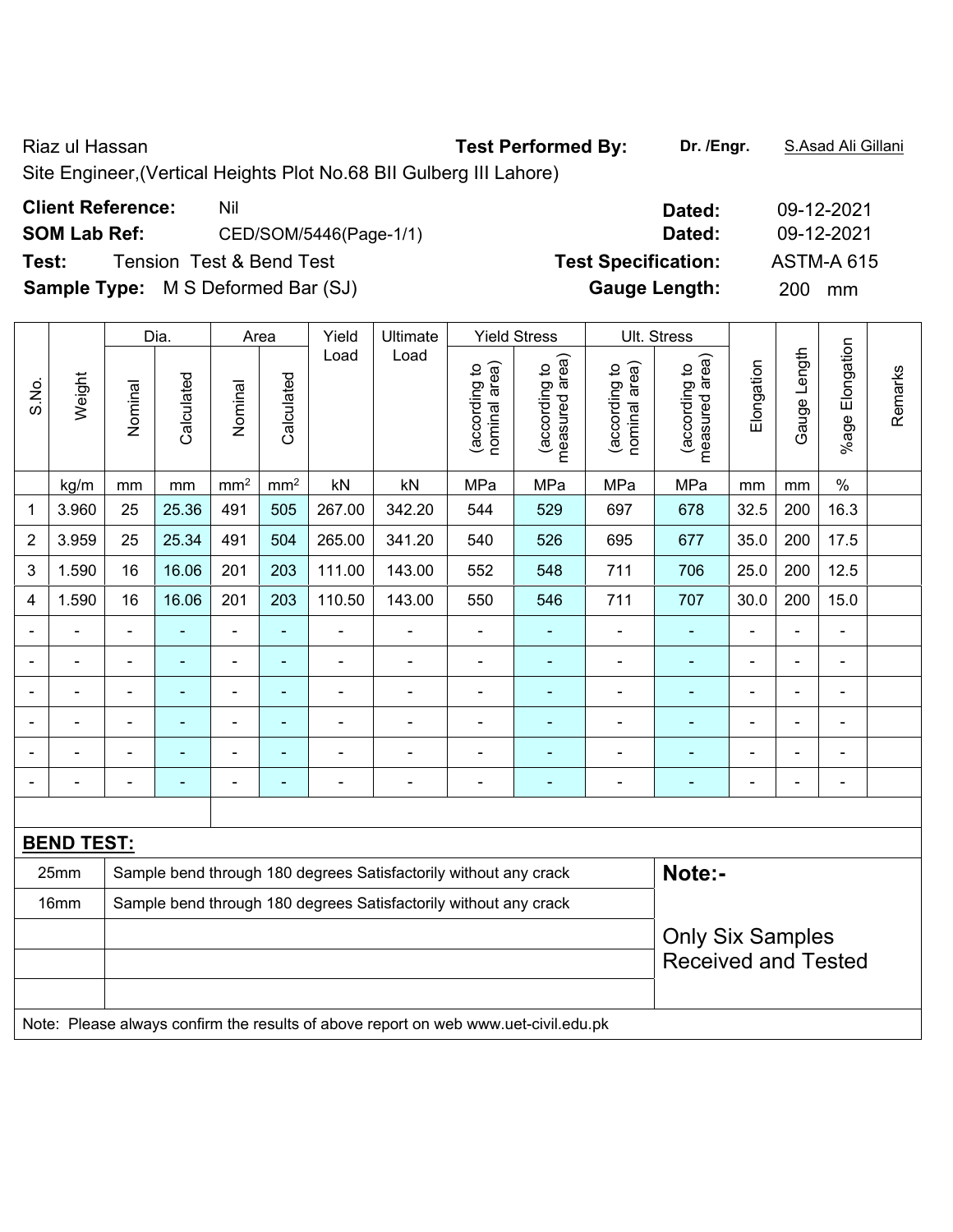Riaz ul Hassan

Site Engineer,(Vertical Heights Plot No.68 BII Gulberg III Lahore)

**Test Performed By:** **Dr. /Engr.** S.Asad Ali Gillani

**Client Reference:** Nil **Dated:** 09-12-2021

**SOM Lab Ref:** CED/SOM/5446(Page-1/1) **Dated:** 09-12-2021

**Test:** Tension Test & Bend Test **Test Specification:** ASTM-A 615

**Sample Type:** M S Deformed Bar (SJ) **Gauge Length:** 200 mm

| S.No. | Weight | Dia. | | Area | | Yield Load | Ultimate Load | Yield Stress | | Ult. Stress | | Elongation | Gauge Length | %age Elongation | Remarks |
|---|---|---|---|---|---|---|---|---|---|---|---|---|---|---|---|
| | | Nominal | Calculated | Nominal | Calculated | | | (according to nominal area) | (according to measured area) | (according to nominal area) | (according to measured area) | | | | |
| | kg/m | mm | mm | mm² | mm² | kN | kN | MPa | MPa | MPa | MPa | mm | mm | % | |
| 1 | 3.960 | 25 | 25.36 | 491 | 505 | 267.00 | 342.20 | 544 | 529 | 697 | 678 | 32.5 | 200 | 16.3 | |
| 2 | 3.959 | 25 | 25.34 | 491 | 504 | 265.00 | 341.20 | 540 | 526 | 695 | 677 | 35.0 | 200 | 17.5 | |
| 3 | 1.590 | 16 | 16.06 | 201 | 203 | 111.00 | 143.00 | 552 | 548 | 711 | 706 | 25.0 | 200 | 12.5 | |
| 4 | 1.590 | 16 | 16.06 | 201 | 203 | 110.50 | 143.00 | 550 | 546 | 711 | 707 | 30.0 | 200 | 15.0 | |
| - | - | - | - | - | - | - | - | - | - | - | - | - | - | - | |
| - | - | - | - | - | - | - | - | - | - | - | - | - | - | - | |
| - | - | - | - | - | - | - | - | - | - | - | - | - | - | - | |
| - | - | - | - | - | - | - | - | - | - | - | - | - | - | - | |
| - | - | - | - | - | - | - | - | - | - | - | - | - | - | - | |
| - | - | - | - | - | - | - | - | - | - | - | - | - | - | - | |

**BEND TEST:**

| Size | Result |
|---|---|
| 25mm | Sample bend through 180 degrees Satisfactorily without any crack |
| 16mm | Sample bend through 180 degrees Satisfactorily without any crack |

**Note:-**

Only Six Samples Received and Tested

Note: Please always confirm the results of above report on web www.uet-civil.edu.pk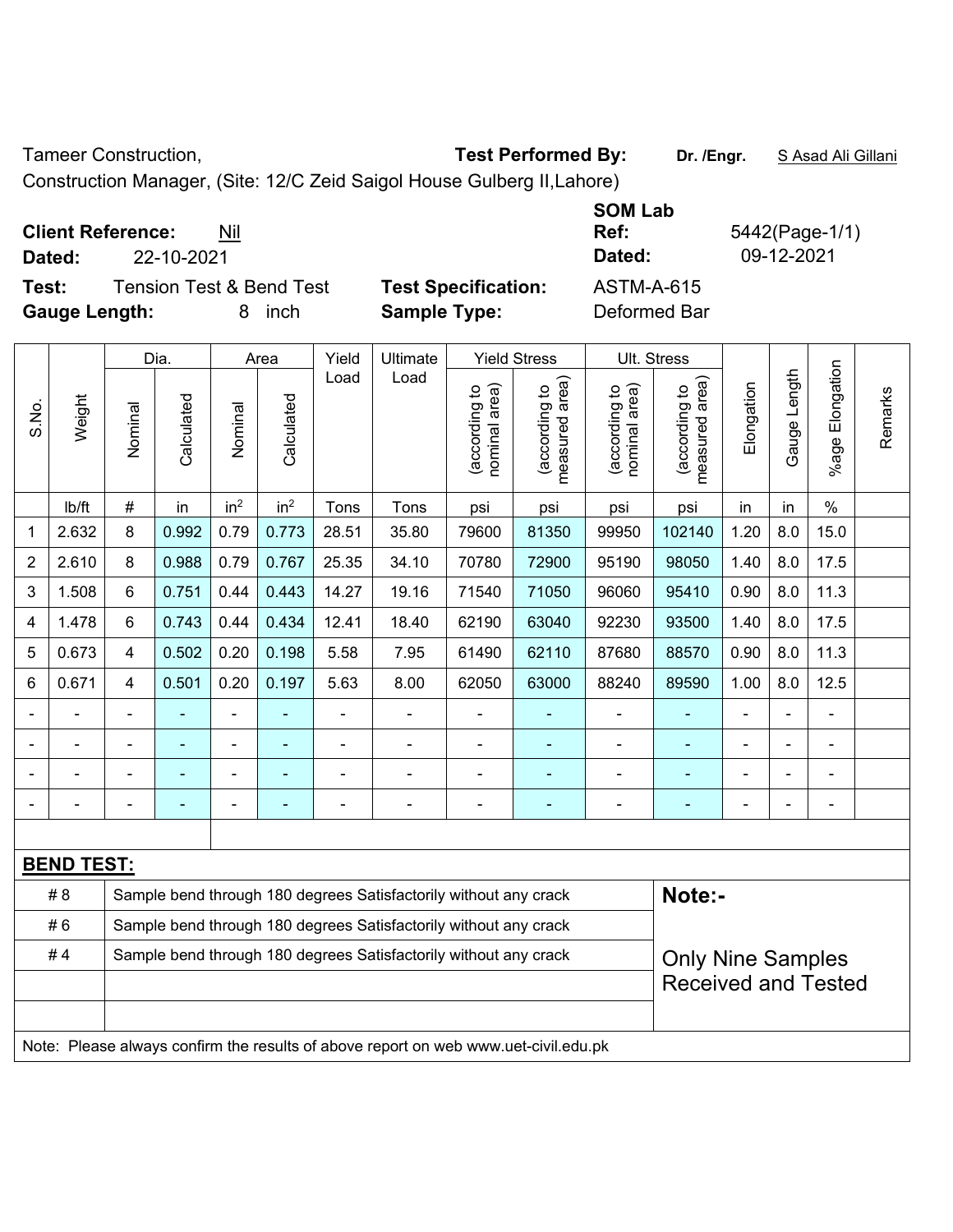Tameer Construction, **Test Performed By:** **Dr. /Engr.** S Asad Ali Gillani

Construction Manager, (Site: 12/C Zeid Saigol House Gulberg II,Lahore)

**Client Reference:** Nil **SOM Lab Ref:** 5442(Page-1/1)

**Dated:** 22-10-2021 **Dated:** 09-12-2021

**Test:** Tension Test & Bend Test **Test Specification:** ASTM-A-615

**Gauge Length:** 8 inch **Sample Type:** Deformed Bar

| S.No. | Weight | Dia. | | Area | | Yield Load | Ultimate Load | Yield Stress | | Ult. Stress | | Elongation | Gauge Length | %age Elongation | Remarks |
|---|---|---|---|---|---|---|---|---|---|---|---|---|---|---|---|
| | | Nominal | Calculated | Nominal | Calculated | | | (according to nominal area) | (according to measured area) | (according to nominal area) | (according to measured area) | | | | |
| | lb/ft | # | in | in$^2$ | in$^2$ | Tons | Tons | psi | psi | psi | psi | in | in | % | |
| 1 | 2.632 | 8 | 0.992 | 0.79 | 0.773 | 28.51 | 35.80 | 79600 | 81350 | 99950 | 102140 | 1.20 | 8.0 | 15.0 | |
| 2 | 2.610 | 8 | 0.988 | 0.79 | 0.767 | 25.35 | 34.10 | 70780 | 72900 | 95190 | 98050 | 1.40 | 8.0 | 17.5 | |
| 3 | 1.508 | 6 | 0.751 | 0.44 | 0.443 | 14.27 | 19.16 | 71540 | 71050 | 96060 | 95410 | 0.90 | 8.0 | 11.3 | |
| 4 | 1.478 | 6 | 0.743 | 0.44 | 0.434 | 12.41 | 18.40 | 62190 | 63040 | 92230 | 93500 | 1.40 | 8.0 | 17.5 | |
| 5 | 0.673 | 4 | 0.502 | 0.20 | 0.198 | 5.58 | 7.95 | 61490 | 62110 | 87680 | 88570 | 0.90 | 8.0 | 11.3 | |
| 6 | 0.671 | 4 | 0.501 | 0.20 | 0.197 | 5.63 | 8.00 | 62050 | 63000 | 88240 | 89590 | 1.00 | 8.0 | 12.5 | |
| - | - | - | - | - | - | - | - | - | - | - | - | - | - | - | |
| - | - | - | - | - | - | - | - | - | - | - | - | - | - | - | |
| - | - | - | - | - | - | - | - | - | - | - | - | - | - | - | |
| - | - | - | - | - | - | - | - | - | - | - | - | - | - | - | |

**BEND TEST:**

| | | |
|---|---|---|
| # 8 | Sample bend through 180 degrees Satisfactorily without any crack | **Note:-** |
| # 6 | Sample bend through 180 degrees Satisfactorily without any crack | |
| # 4 | Sample bend through 180 degrees Satisfactorily without any crack | Only Nine Samples Received and Tested |

Note: Please always confirm the results of above report on web www.uet-civil.edu.pk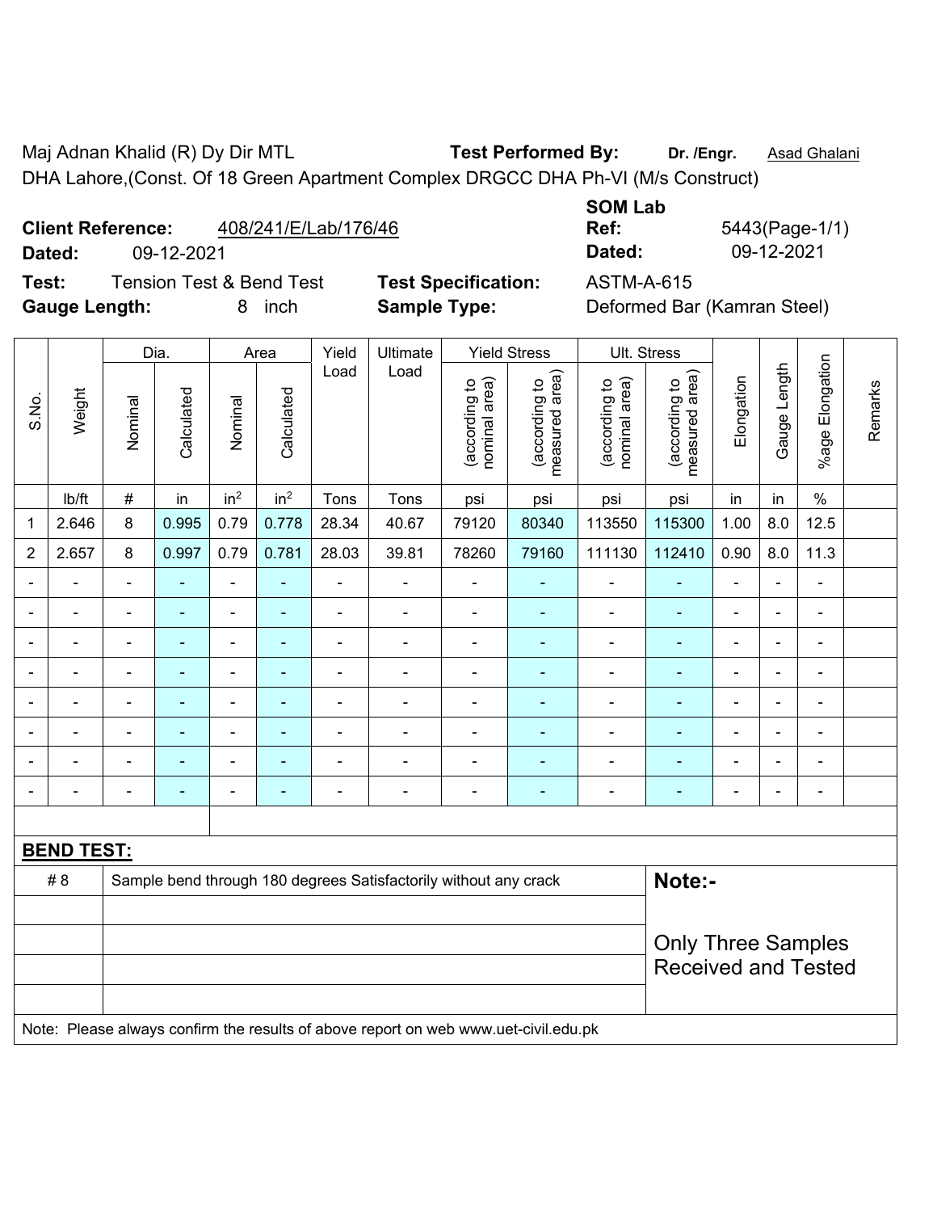Maj Adnan Khalid (R) Dy Dir MTL **Test Performed By:** **Dr. /Engr.** Asad Ghalani

DHA Lahore,(Const. Of 18 Green Apartment Complex DRGCC DHA Ph-VI (M/s Construct)

**Client Reference:** 408/241/E/Lab/176/46 **SOM Lab Ref:** 5443(Page-1/1)

**Dated:** 09-12-2021 **Dated:** 09-12-2021

**Test:** Tension Test & Bend Test **Test Specification:** ASTM-A-615

**Gauge Length:** 8 inch **Sample Type:** Deformed Bar (Kamran Steel)

| S.No. | Weight | Dia. | | Area | | Yield Load | Ultimate Load | Yield Stress | | Ult. Stress | | Elongation | Gauge Length | %age Elongation | Remarks |
|---|---|---|---|---|---|---|---|---|---|---|---|---|---|---|---|
| | | Nominal | Calculated | Nominal | Calculated | | | (according to nominal area) | (according to measured area) | (according to nominal area) | (according to measured area) | | | | |
| | lb/ft | # | in | $in^2$ | $in^2$ | Tons | Tons | psi | psi | psi | psi | in | in | % | |
| 1 | 2.646 | 8 | 0.995 | 0.79 | 0.778 | 28.34 | 40.67 | 79120 | 80340 | 113550 | 115300 | 1.00 | 8.0 | 12.5 | |
| 2 | 2.657 | 8 | 0.997 | 0.79 | 0.781 | 28.03 | 39.81 | 78260 | 79160 | 111130 | 112410 | 0.90 | 8.0 | 11.3 | |
| - | - | - | - | - | - | - | - | - | - | - | - | - | - | - | |
| - | - | - | - | - | - | - | - | - | - | - | - | - | - | - | |
| - | - | - | - | - | - | - | - | - | - | - | - | - | - | - | |
| - | - | - | - | - | - | - | - | - | - | - | - | - | - | - | |
| - | - | - | - | - | - | - | - | - | - | - | - | - | - | - | |
| - | - | - | - | - | - | - | - | - | - | - | - | - | - | - | |
| - | - | - | - | - | - | - | - | - | - | - | - | - | - | - | |
| - | - | - | - | - | - | - | - | - | - | - | - | - | - | - | |

**BEND TEST:**

| | | |
|---|---|---|
| # 8 | Sample bend through 180 degrees Satisfactorily without any crack | **Note:-** Only Three Samples Received and Tested |

Note: Please always confirm the results of above report on web www.uet-civil.edu.pk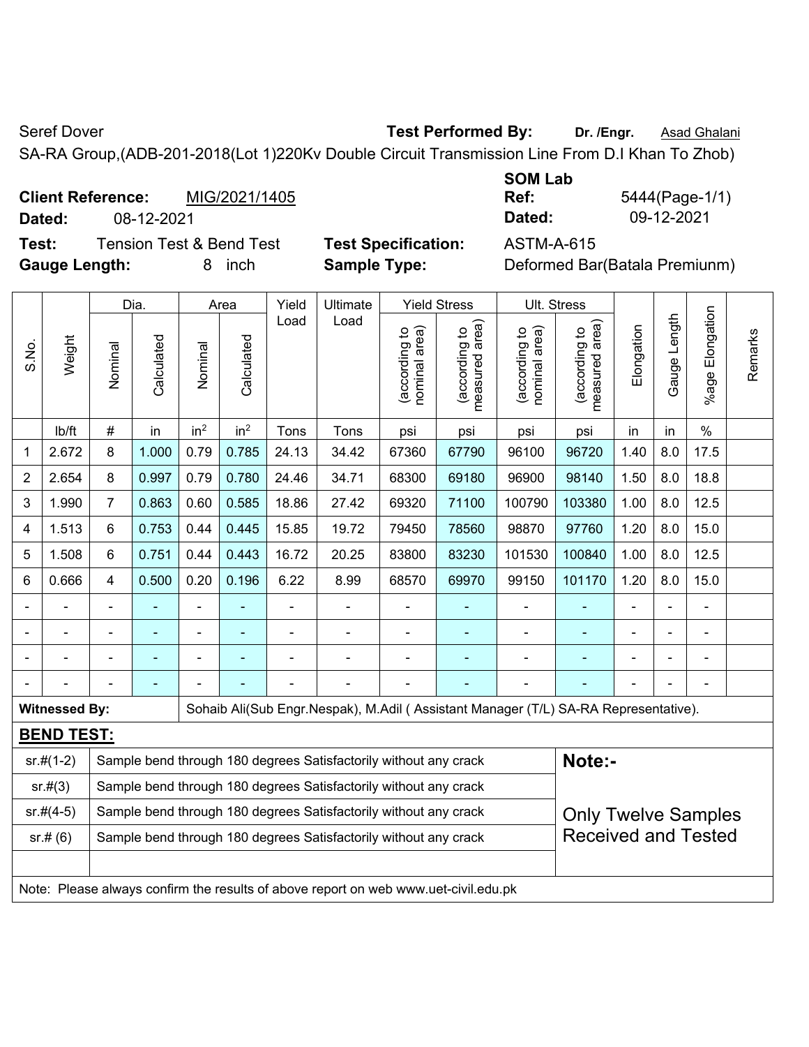Seref Dover **Test Performed By:** **Dr. /Engr.** Asad Ghalani

SA-RA Group,(ADB-201-2018(Lot 1)220Kv Double Circuit Transmission Line From D.I Khan To Zhob)

**Client Reference:** MIG/2021/1405 **SOM Lab Ref:** 5444(Page-1/1)

**Dated:** 08-12-2021 **Dated:** 09-12-2021

**Test:** Tension Test & Bend Test **Test Specification:** ASTM-A-615

**Gauge Length:** 8 inch **Sample Type:** Deformed Bar(Batala Premiunm)

| S.No. | Weight | Dia. | | Area | | Yield Load | Ultimate Load | Yield Stress | | Ult. Stress | | Elongation | Gauge Length | %age Elongation | Remarks |
|---|---|---|---|---|---|---|---|---|---|---|---|---|---|---|---|
| | | Nominal | Calculated | Nominal | Calculated | | | (according to nominal area) | (according to measured area) | (according to nominal area) | (according to measured area) | | | | |
| | lb/ft | # | in | $in^2$ | $in^2$ | Tons | Tons | psi | psi | psi | psi | in | in | % | |
| 1 | 2.672 | 8 | 1.000 | 0.79 | 0.785 | 24.13 | 34.42 | 67360 | 67790 | 96100 | 96720 | 1.40 | 8.0 | 17.5 | |
| 2 | 2.654 | 8 | 0.997 | 0.79 | 0.780 | 24.46 | 34.71 | 68300 | 69180 | 96900 | 98140 | 1.50 | 8.0 | 18.8 | |
| 3 | 1.990 | 7 | 0.863 | 0.60 | 0.585 | 18.86 | 27.42 | 69320 | 71100 | 100790 | 103380 | 1.00 | 8.0 | 12.5 | |
| 4 | 1.513 | 6 | 0.753 | 0.44 | 0.445 | 15.85 | 19.72 | 79450 | 78560 | 98870 | 97760 | 1.20 | 8.0 | 15.0 | |
| 5 | 1.508 | 6 | 0.751 | 0.44 | 0.443 | 16.72 | 20.25 | 83800 | 83230 | 101530 | 100840 | 1.00 | 8.0 | 12.5 | |
| 6 | 0.666 | 4 | 0.500 | 0.20 | 0.196 | 6.22 | 8.99 | 68570 | 69970 | 99150 | 101170 | 1.20 | 8.0 | 15.0 | |
| - | - | - | - | - | - | - | - | - | - | - | - | - | - | - | |
| - | - | - | - | - | - | - | - | - | - | - | - | - | - | - | |
| - | - | - | - | - | - | - | - | - | - | - | - | - | - | - | |
| - | - | - | - | - | - | - | - | - | - | - | - | - | - | - | |

**Witnessed By:** Sohaib Ali(Sub Engr.Nespak), M.Adil ( Assistant Manager (T/L) SA-RA Representative).

**BEND TEST:**

| | | |
|---|---|---|
| sr.#(1-2) | Sample bend through 180 degrees Satisfactorily without any crack | **Note:-** |
| sr.#(3) | Sample bend through 180 degrees Satisfactorily without any crack | |
| sr.#(4-5) | Sample bend through 180 degrees Satisfactorily without any crack | Only Twelve Samples Received and Tested |
| sr.# (6) | Sample bend through 180 degrees Satisfactorily without any crack | |

Note: Please always confirm the results of above report on web www.uet-civil.edu.pk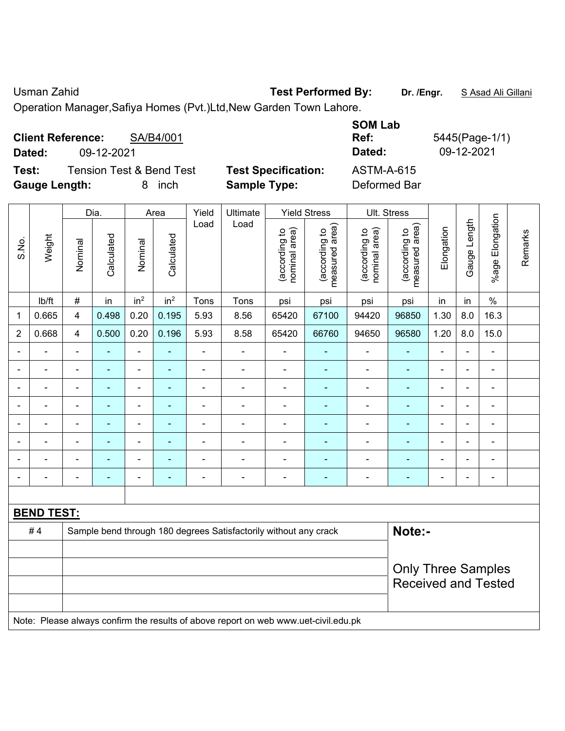Usman Zahid

Operation Manager,Safiya Homes (Pvt.)Ltd,New Garden Town Lahore.

**Test Performed By:** **Dr. /Engr.** S Asad Ali Gillani

**Client Reference:** SA/B4/001

**Dated:** 09-12-2021

**SOM Lab Ref:** 5445(Page-1/1)

**Dated:** 09-12-2021

**Test:** Tension Test & Bend Test

**Test Specification:** ASTM-A-615

**Gauge Length:** 8 inch

**Sample Type:** Deformed Bar

| S.No. | Weight | Dia. | | Area | | Yield Load | Ultimate Load | Yield Stress | | Ult. Stress | | Elongation | Gauge Length | %age Elongation | Remarks |
|---|---|---|---|---|---|---|---|---|---|---|---|---|---|---|---|
| | | Nominal | Calculated | Nominal | Calculated | | | (according to nominal area) | (according to measured area) | (according to nominal area) | (according to measured area) | | | | |
| | lb/ft | # | in | $in^2$ | $in^2$ | Tons | Tons | psi | psi | psi | psi | in | in | % | |
| 1 | 0.665 | 4 | 0.498 | 0.20 | 0.195 | 5.93 | 8.56 | 65420 | 67100 | 94420 | 96850 | 1.30 | 8.0 | 16.3 | |
| 2 | 0.668 | 4 | 0.500 | 0.20 | 0.196 | 5.93 | 8.58 | 65420 | 66760 | 94650 | 96580 | 1.20 | 8.0 | 15.0 | |
| - | - | - | - | - | - | - | - | - | - | - | - | - | - | - | |
| - | - | - | - | - | - | - | - | - | - | - | - | - | - | - | |
| - | - | - | - | - | - | - | - | - | - | - | - | - | - | - | |
| - | - | - | - | - | - | - | - | - | - | - | - | - | - | - | |
| - | - | - | - | - | - | - | - | - | - | - | - | - | - | - | |
| - | - | - | - | - | - | - | - | - | - | - | - | - | - | - | |
| - | - | - | - | - | - | - | - | - | - | - | - | - | - | - | |
| - | - | - | - | - | - | - | - | - | - | - | - | - | - | - | |

**BEND TEST:**

| | | |
|---|---|---|
| # 4 | Sample bend through 180 degrees Satisfactorily without any crack | **Note:-** |
| | | Only Three Samples Received and Tested |

Note: Please always confirm the results of above report on web www.uet-civil.edu.pk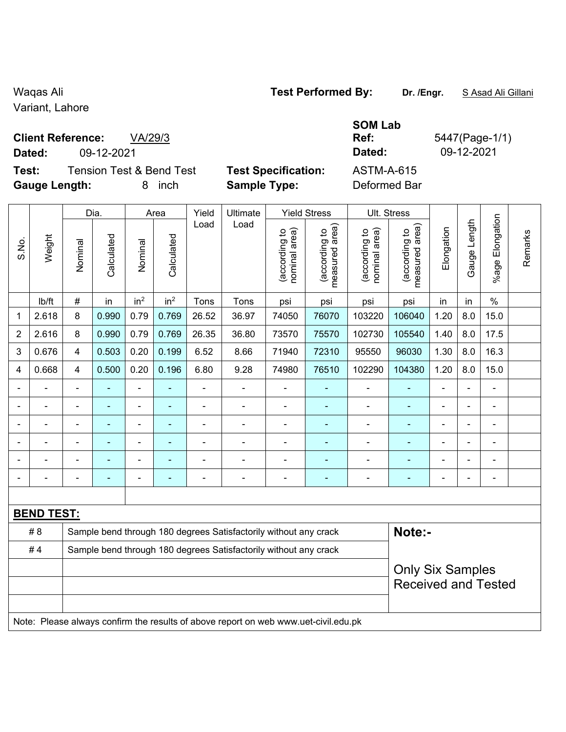Waqas Ali
Variant, Lahore

**Test Performed By:** **Dr. /Engr.** S Asad Ali Gillani

**Client Reference:** VA/29/3
**Dated:** 09-12-2021

**SOM Lab Ref:** 5447(Page-1/1)
**Dated:** 09-12-2021

**Test:** Tension Test & Bend Test
**Gauge Length:** 8 inch

**Test Specification:** ASTM-A-615
**Sample Type:** Deformed Bar

| S.No. | Weight | Dia. | | Area | | Yield Load | Ultimate Load | Yield Stress | | Ult. Stress | | Elongation | Gauge Length | %age Elongation | Remarks |
|---|---|---|---|---|---|---|---|---|---|---|---|---|---|---|---|
| | | Nominal | Calculated | Nominal | Calculated | | | (according to nominal area) | (according to measured area) | (according to nominal area) | (according to measured area) | | | | |
| | lb/ft | # | in | in$^2$ | in$^2$ | Tons | Tons | psi | psi | psi | psi | in | in | % | |
| 1 | 2.618 | 8 | 0.990 | 0.79 | 0.769 | 26.52 | 36.97 | 74050 | 76070 | 103220 | 106040 | 1.20 | 8.0 | 15.0 | |
| 2 | 2.616 | 8 | 0.990 | 0.79 | 0.769 | 26.35 | 36.80 | 73570 | 75570 | 102730 | 105540 | 1.40 | 8.0 | 17.5 | |
| 3 | 0.676 | 4 | 0.503 | 0.20 | 0.199 | 6.52 | 8.66 | 71940 | 72310 | 95550 | 96030 | 1.30 | 8.0 | 16.3 | |
| 4 | 0.668 | 4 | 0.500 | 0.20 | 0.196 | 6.80 | 9.28 | 74980 | 76510 | 102290 | 104380 | 1.20 | 8.0 | 15.0 | |
| - | - | - | - | - | - | - | - | - | - | - | - | - | - | - | |
| - | - | - | - | - | - | - | - | - | - | - | - | - | - | - | |
| - | - | - | - | - | - | - | - | - | - | - | - | - | - | - | |
| - | - | - | - | - | - | - | - | - | - | - | - | - | - | - | |
| - | - | - | - | - | - | - | - | - | - | - | - | - | - | - | |
| - | - | - | - | - | - | - | - | - | - | - | - | - | - | - | |

**BEND TEST:**

| | |
|---|---|
| # 8 | Sample bend through 180 degrees Satisfactorily without any crack |
| # 4 | Sample bend through 180 degrees Satisfactorily without any crack |

**Note:-**

Only Six Samples Received and Tested

Note: Please always confirm the results of above report on web www.uet-civil.edu.pk